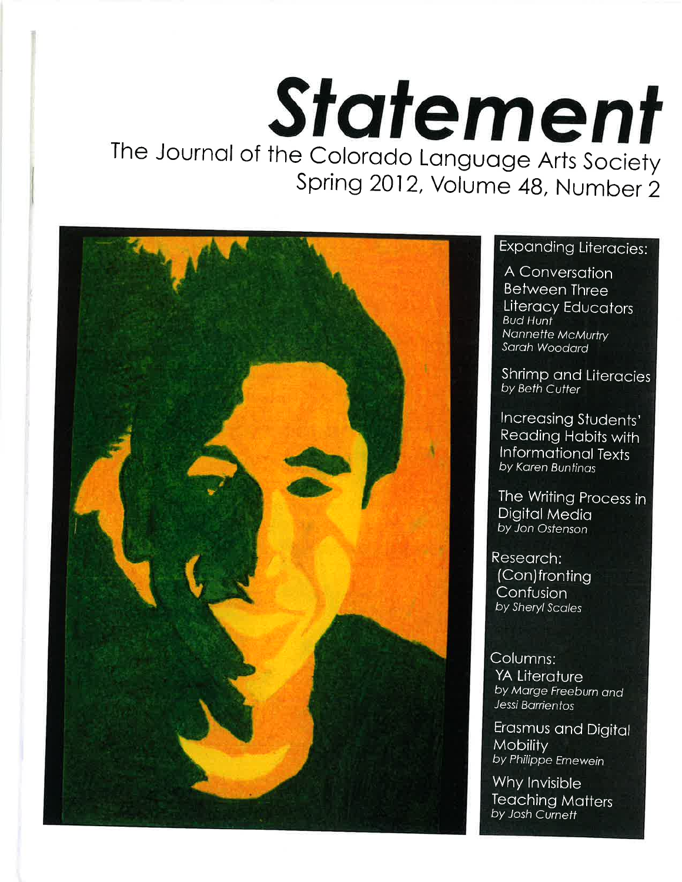# Statement

The Journal of the Colorado Language Arts Society
Spring 2012, Volume 48, Number 2

Expanding Literacies:

A Conversation Between Three Literacy Educators
*Bud Hunt*
*Nannette McMurtry*
*Sarah Woodard*

Shrimp and Literacies
*by Beth Cutter*

Increasing Students' Reading Habits with Informational Texts
*by Karen Buntinas*

The Writing Process in Digital Media
*by Jon Ostenson*

Research: (Con)fronting Confusion
*by Sheryl Scales*

Columns:

YA Literature
*by Marge Freeburn and Jessi Barrientos*

Erasmus and Digital Mobility
*by Philippe Ernewein*

Why Invisible Teaching Matters
*by Josh Curnett*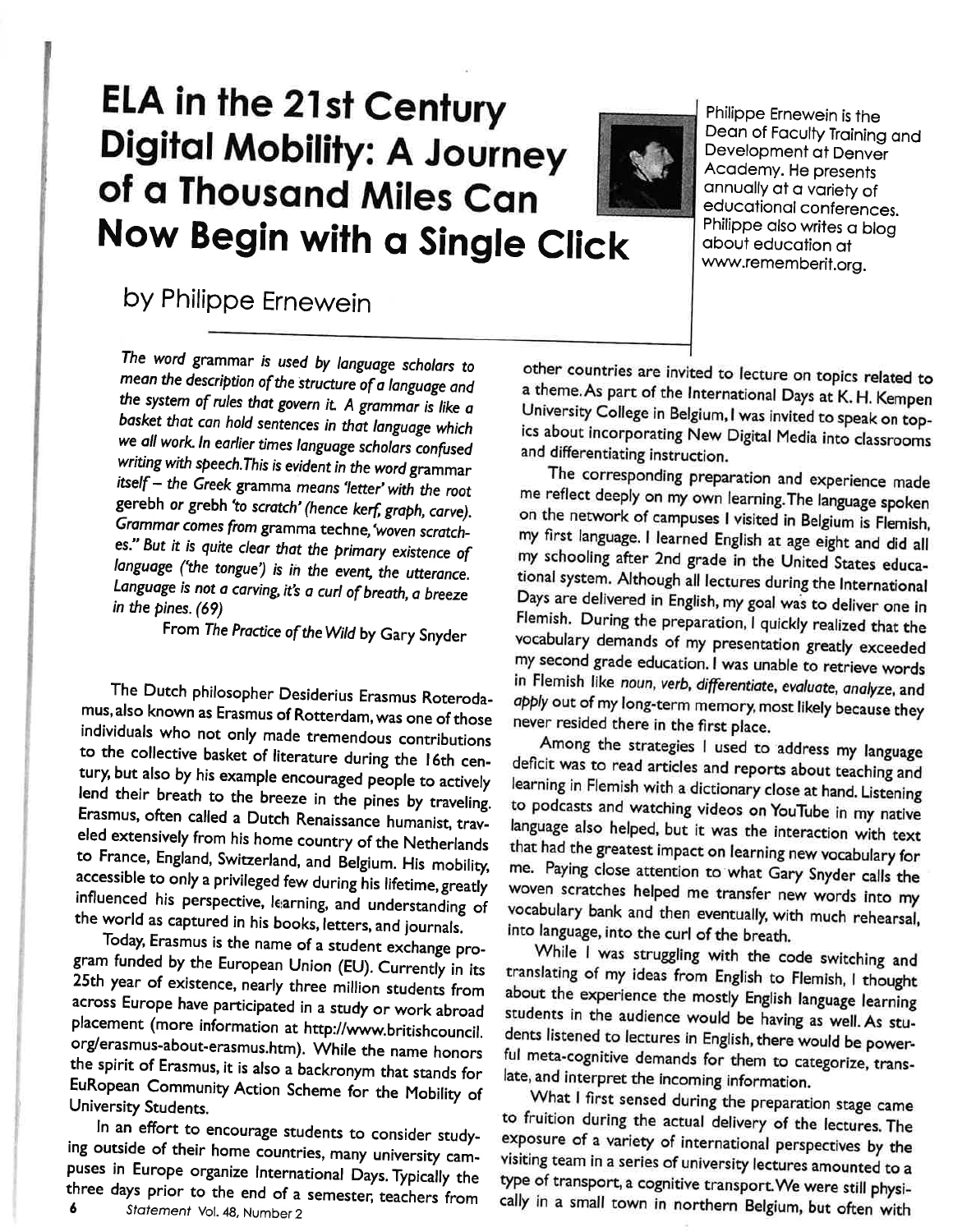# ELA in the 21st Century Digital Mobility: A Journey of a Thousand Miles Can Now Begin with a Single Click

## by Philippe Ernewein

Philippe Ernewein is the Dean of Faculty Training and Development at Denver Academy. He presents annually at a variety of educational conferences. Philippe also writes a blog about education at www.rememberit.org.

*The word grammar is used by language scholars to mean the description of the structure of a language and the system of rules that govern it. A grammar is like a basket that can hold sentences in that language which we all work. In earlier times language scholars confused writing with speech. This is evident in the word grammar itself – the Greek gramma means 'letter' with the root gerebh or grebh 'to scratch' (hence kerf, graph, carve). Grammar comes from gramma techne, 'woven scratches." But it is quite clear that the primary existence of language ('the tongue') is in the event, the utterance. Language is not a carving, it's a curl of breath, a breeze in the pines. (69)*

From *The Practice of the Wild* by Gary Snyder

The Dutch philosopher Desiderius Erasmus Roterodamus, also known as Erasmus of Rotterdam, was one of those individuals who not only made tremendous contributions to the collective basket of literature during the 16th century, but also by his example encouraged people to actively lend their breath to the breeze in the pines by traveling. Erasmus, often called a Dutch Renaissance humanist, traveled extensively from his home country of the Netherlands to France, England, Switzerland, and Belgium. His mobility, accessible to only a privileged few during his lifetime, greatly influenced his perspective, learning, and understanding of the world as captured in his books, letters, and journals.

Today, Erasmus is the name of a student exchange program funded by the European Union (EU). Currently in its 25th year of existence, nearly three million students from across Europe have participated in a study or work abroad placement (more information at http://www.britishcouncil.org/erasmus-about-erasmus.htm). While the name honors the spirit of Erasmus, it is also a backronym that stands for EuRopean Community Action Scheme for the Mobility of University Students.

In an effort to encourage students to consider studying outside of their home countries, many university campuses in Europe organize International Days. Typically the three days prior to the end of a semester, teachers from other countries are invited to lecture on topics related to a theme. As part of the International Days at K. H. Kempen University College in Belgium, I was invited to speak on topics about incorporating New Digital Media into classrooms and differentiating instruction.

The corresponding preparation and experience made me reflect deeply on my own learning. The language spoken on the network of campuses I visited in Belgium is Flemish, my first language. I learned English at age eight and did all my schooling after 2nd grade in the United States educational system. Although all lectures during the International Days are delivered in English, my goal was to deliver one in Flemish. During the preparation, I quickly realized that the vocabulary demands of my presentation greatly exceeded my second grade education. I was unable to retrieve words in Flemish like *noun, verb, differentiate, evaluate, analyze*, and *apply* out of my long-term memory, most likely because they never resided there in the first place.

Among the strategies I used to address my language deficit was to read articles and reports about teaching and learning in Flemish with a dictionary close at hand. Listening to podcasts and watching videos on YouTube in my native language also helped, but it was the interaction with text that had the greatest impact on learning new vocabulary for me. Paying close attention to what Gary Snyder calls the woven scratches helped me transfer new words into my vocabulary bank and then eventually, with much rehearsal, into language, into the curl of the breath.

While I was struggling with the code switching and translating of my ideas from English to Flemish, I thought about the experience the mostly English language learning students in the audience would be having as well. As students listened to lectures in English, there would be powerful meta-cognitive demands for them to categorize, translate, and interpret the incoming information.

What I first sensed during the preparation stage came to fruition during the actual delivery of the lectures. The exposure of a variety of international perspectives by the visiting team in a series of university lectures amounted to a type of transport, a cognitive transport. We were still physically in a small town in northern Belgium, but often with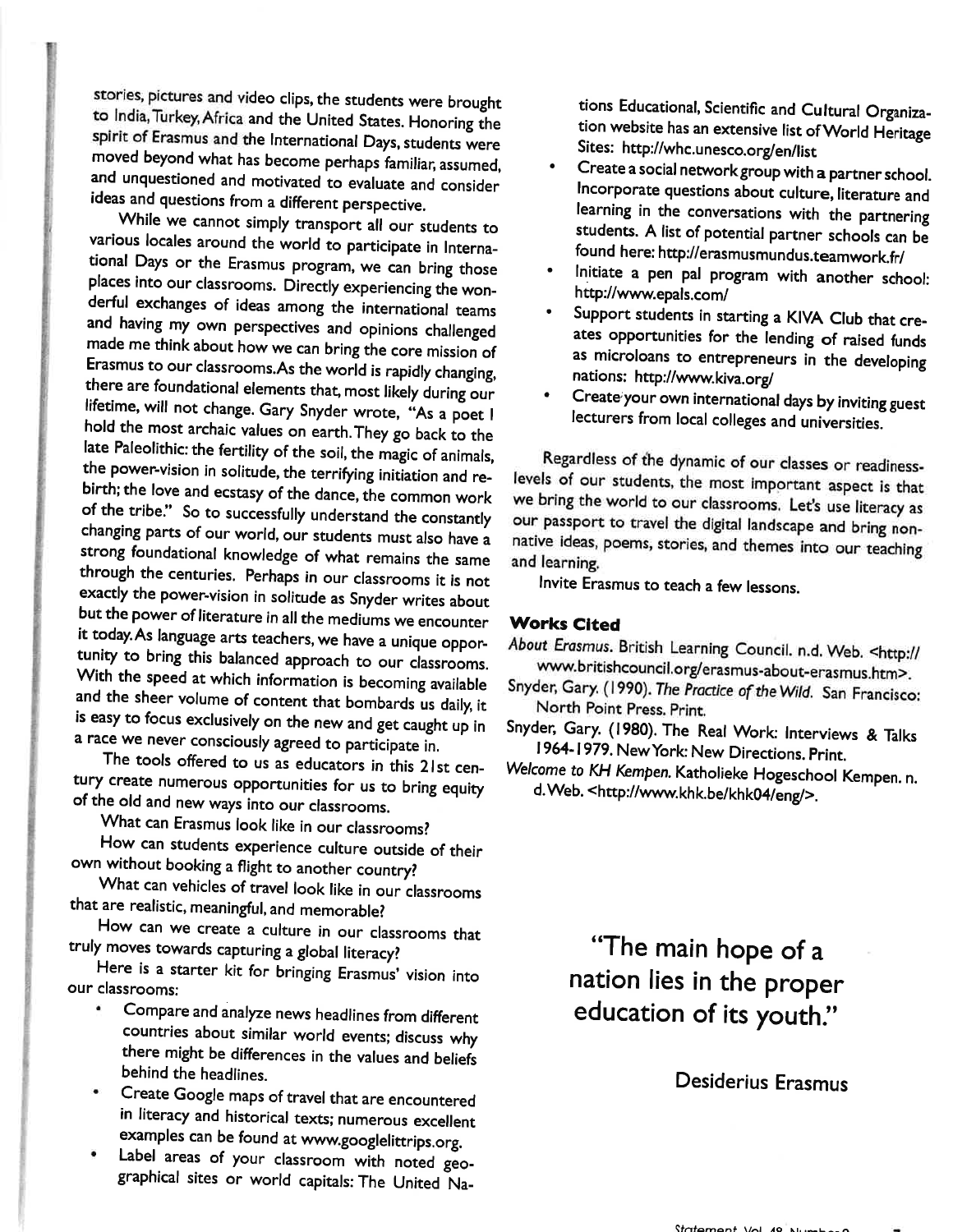stories, pictures and video clips, the students were brought to India, Turkey, Africa and the United States. Honoring the spirit of Erasmus and the International Days, students were moved beyond what has become perhaps familiar, assumed, and unquestioned and motivated to evaluate and consider ideas and questions from a different perspective.

While we cannot simply transport all our students to various locales around the world to participate in International Days or the Erasmus program, we can bring those places into our classrooms. Directly experiencing the wonderful exchanges of ideas among the international teams and having my own perspectives and opinions challenged made me think about how we can bring the core mission of Erasmus to our classrooms. As the world is rapidly changing, there are foundational elements that, most likely during our lifetime, will not change. Gary Snyder wrote, "As a poet I hold the most archaic values on earth. They go back to the late Paleolithic: the fertility of the soil, the magic of animals, the power-vision in solitude, the terrifying initiation and rebirth; the love and ecstasy of the dance, the common work of the tribe." So to successfully understand the constantly changing parts of our world, our students must also have a strong foundational knowledge of what remains the same through the centuries. Perhaps in our classrooms it is not exactly the power-vision in solitude as Snyder writes about but the power of literature in all the mediums we encounter it today. As language arts teachers, we have a unique opportunity to bring this balanced approach to our classrooms. With the speed at which information is becoming available and the sheer volume of content that bombards us daily, it is easy to focus exclusively on the new and get caught up in a race we never consciously agreed to participate in.

The tools offered to us as educators in this 21st century create numerous opportunities for us to bring equity of the old and new ways into our classrooms.

What can Erasmus look like in our classrooms?

How can students experience culture outside of their own without booking a flight to another country?

What can vehicles of travel look like in our classrooms that are realistic, meaningful, and memorable?

How can we create a culture in our classrooms that truly moves towards capturing a global literacy?

Here is a starter kit for bringing Erasmus' vision into our classrooms:

- Compare and analyze news headlines from different countries about similar world events; discuss why there might be differences in the values and beliefs behind the headlines.
- Create Google maps of travel that are encountered in literacy and historical texts; numerous excellent examples can be found at www.googlelittrips.org.
- Label areas of your classroom with noted geographical sites or world capitals: The United Nations Educational, Scientific and Cultural Organization website has an extensive list of World Heritage Sites: http://whc.unesco.org/en/list
- Create a social network group with a partner school. Incorporate questions about culture, literature and learning in the conversations with the partnering students. A list of potential partner schools can be found here: http://erasmusmundus.teamwork.fr/
- Initiate a pen pal program with another school: http://www.epals.com/
- Support students in starting a KIVA Club that creates opportunities for the lending of raised funds as microloans to entrepreneurs in the developing nations: http://www.kiva.org/
- Create your own international days by inviting guest lecturers from local colleges and universities.

Regardless of the dynamic of our classes or readiness-levels of our students, the most important aspect is that we bring the world to our classrooms. Let's use literacy as our passport to travel the digital landscape and bring non-native ideas, poems, stories, and themes into our teaching and learning.

Invite Erasmus to teach a few lessons.

### Works Cited

*About Erasmus*. British Learning Council. n.d. Web. <http://www.britishcouncil.org/erasmus-about-erasmus.htm>.

Snyder, Gary. (1990). *The Practice of the Wild*. San Francisco: North Point Press. Print.

Snyder, Gary. (1980). The Real Work: Interviews & Talks 1964-1979. New York: New Directions. Print.

*Welcome to KH Kempen*. Katholieke Hogeschool Kempen. n.d. Web. <http://www.khk.be/khk04/eng/>.

"The main hope of a nation lies in the proper education of its youth."

Desiderius Erasmus